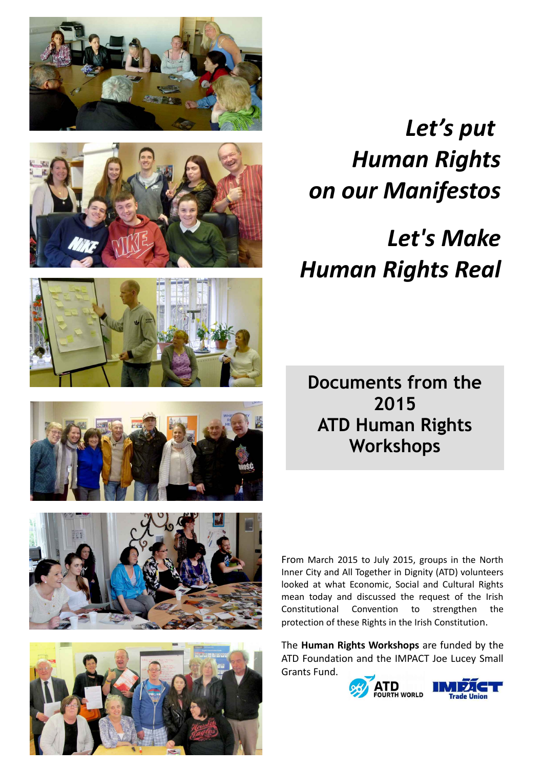# *Let's put Human Rights on our Manifestos*

# *Let's Make Human Rights Real*

## Documents from the 2015 ATD Human Rights Workshops

From March 2015 to July 2015, groups in the North Inner City and All Together in Dignity (ATD) volunteers looked at what Economic, Social and Cultural Rights mean today and discussed the request of the Irish Constitutional Convention to strengthen the protection of these Rights in the Irish Constitution.

The **Human Rights Workshops** are funded by the ATD Foundation and the IMPACT Joe Lucey Small Grants Fund.

ATD FOURTH WORLD

IMPACT Trade Union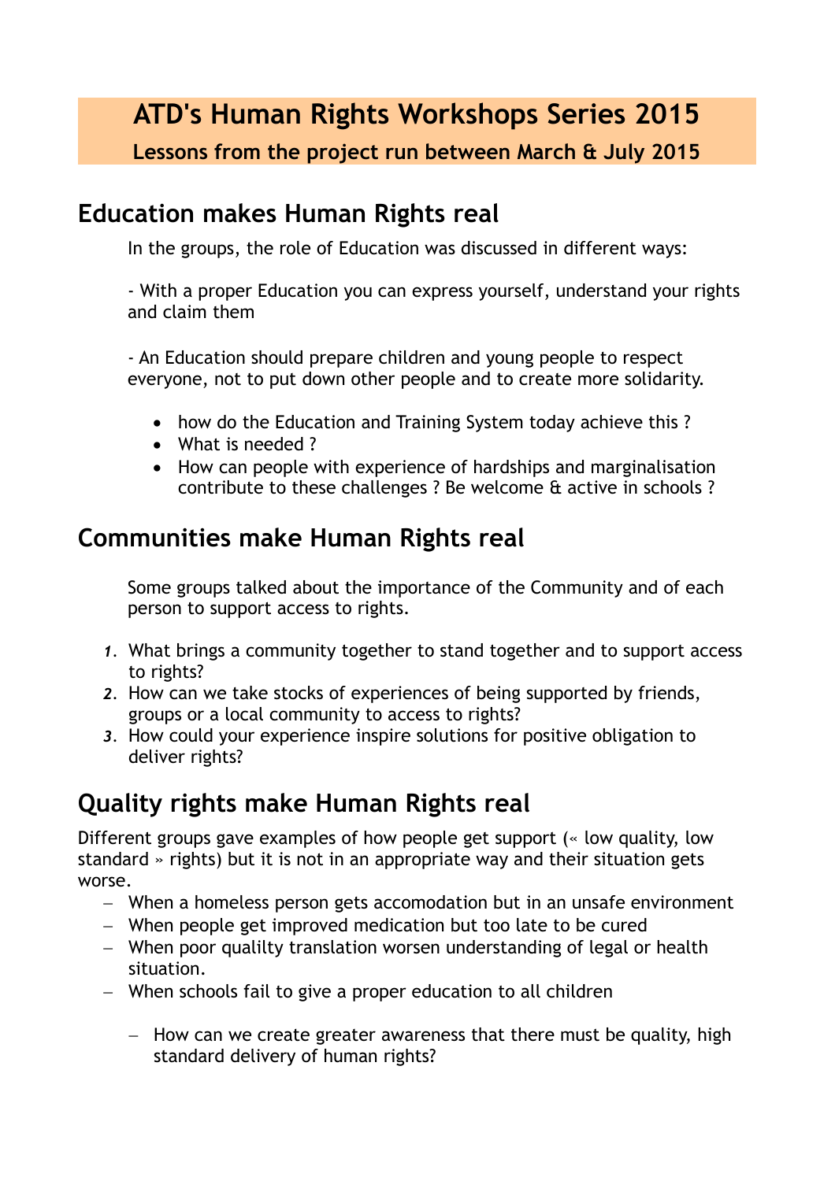# ATD's Human Rights Workshops Series 2015

**Lessons from the project run between March & July 2015**

## Education makes Human Rights real

In the groups, the role of Education was discussed in different ways:

- With a proper Education you can express yourself, understand your rights and claim them

- An Education should prepare children and young people to respect everyone, not to put down other people and to create more solidarity.

- how do the Education and Training System today achieve this ?
- What is needed ?
- How can people with experience of hardships and marginalisation contribute to these challenges ? Be welcome & active in schools ?

## Communities make Human Rights real

Some groups talked about the importance of the Community and of each person to support access to rights.

1. What brings a community together to stand together and to support access to rights?
2. How can we take stocks of experiences of being supported by friends, groups or a local community to access to rights?
3. How could your experience inspire solutions for positive obligation to deliver rights?

## Quality rights make Human Rights real

Different groups gave examples of how people get support (« low quality, low standard » rights) but it is not in an appropriate way and their situation gets worse.

- When a homeless person gets accomodation but in an unsafe environment
- When people get improved medication but too late to be cured
- When poor quality translation worsen understanding of legal or health situation.
- When schools fail to give a proper education to all children
  - How can we create greater awareness that there must be quality, high standard delivery of human rights?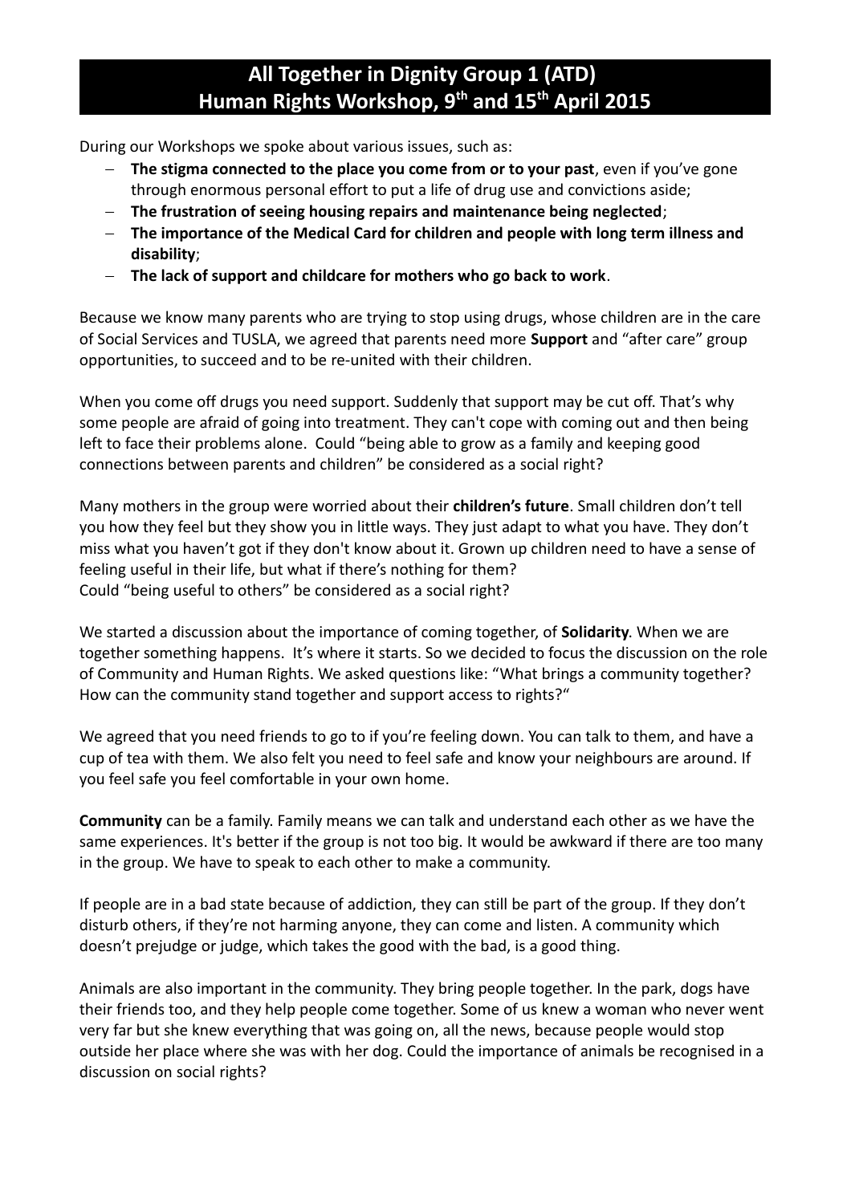# All Together in Dignity Group 1 (ATD)
# Human Rights Workshop, 9th and 15th April 2015

During our Workshops we spoke about various issues, such as:

- **The stigma connected to the place you come from or to your past**, even if you've gone through enormous personal effort to put a life of drug use and convictions aside;
- **The frustration of seeing housing repairs and maintenance being neglected**;
- **The importance of the Medical Card for children and people with long term illness and disability**;
- **The lack of support and childcare for mothers who go back to work**.

Because we know many parents who are trying to stop using drugs, whose children are in the care of Social Services and TUSLA, we agreed that parents need more **Support** and "after care" group opportunities, to succeed and to be re-united with their children.

When you come off drugs you need support. Suddenly that support may be cut off. That's why some people are afraid of going into treatment. They can't cope with coming out and then being left to face their problems alone. Could "being able to grow as a family and keeping good connections between parents and children" be considered as a social right?

Many mothers in the group were worried about their **children's future**. Small children don't tell you how they feel but they show you in little ways. They just adapt to what you have. They don't miss what you haven't got if they don't know about it. Grown up children need to have a sense of feeling useful in their life, but what if there's nothing for them?
Could "being useful to others" be considered as a social right?

We started a discussion about the importance of coming together, of **Solidarity**. When we are together something happens. It's where it starts. So we decided to focus the discussion on the role of Community and Human Rights. We asked questions like: "What brings a community together? How can the community stand together and support access to rights?"

We agreed that you need friends to go to if you're feeling down. You can talk to them, and have a cup of tea with them. We also felt you need to feel safe and know your neighbours are around. If you feel safe you feel comfortable in your own home.

**Community** can be a family. Family means we can talk and understand each other as we have the same experiences. It's better if the group is not too big. It would be awkward if there are too many in the group. We have to speak to each other to make a community.

If people are in a bad state because of addiction, they can still be part of the group. If they don't disturb others, if they're not harming anyone, they can come and listen. A community which doesn't prejudge or judge, which takes the good with the bad, is a good thing.

Animals are also important in the community. They bring people together. In the park, dogs have their friends too, and they help people come together. Some of us knew a woman who never went very far but she knew everything that was going on, all the news, because people would stop outside her place where she was with her dog. Could the importance of animals be recognised in a discussion on social rights?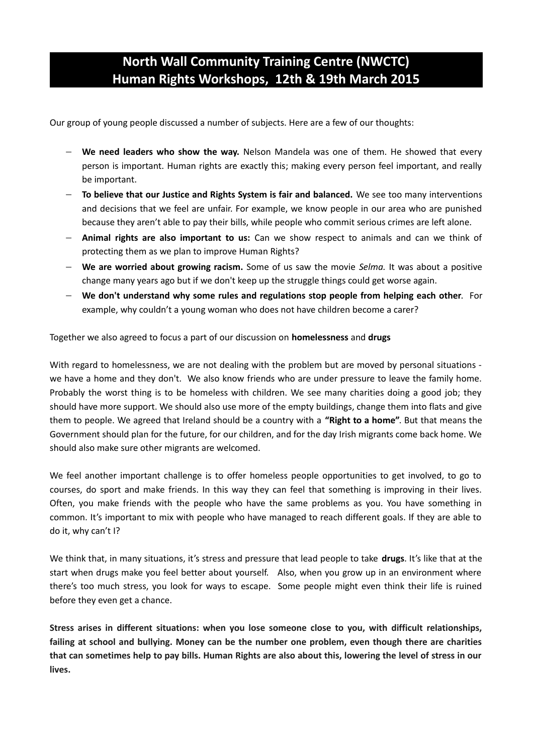# North Wall Community Training Centre (NWCTC) Human Rights Workshops, 12th & 19th March 2015

Our group of young people discussed a number of subjects. Here are a few of our thoughts:

- **We need leaders who show the way.** Nelson Mandela was one of them. He showed that every person is important. Human rights are exactly this; making every person feel important, and really be important.
- **To believe that our Justice and Rights System is fair and balanced.** We see too many interventions and decisions that we feel are unfair. For example, we know people in our area who are punished because they aren't able to pay their bills, while people who commit serious crimes are left alone.
- **Animal rights are also important to us:** Can we show respect to animals and can we think of protecting them as we plan to improve Human Rights?
- **We are worried about growing racism.** Some of us saw the movie *Selma.* It was about a positive change many years ago but if we don't keep up the struggle things could get worse again.
- **We don't understand why some rules and regulations stop people from helping each other**. For example, why couldn't a young woman who does not have children become a carer?

Together we also agreed to focus a part of our discussion on **homelessness** and **drugs**

With regard to homelessness, we are not dealing with the problem but are moved by personal situations - we have a home and they don't. We also know friends who are under pressure to leave the family home. Probably the worst thing is to be homeless with children. We see many charities doing a good job; they should have more support. We should also use more of the empty buildings, change them into flats and give them to people. We agreed that Ireland should be a country with a **"Right to a home"**. But that means the Government should plan for the future, for our children, and for the day Irish migrants come back home. We should also make sure other migrants are welcomed.

We feel another important challenge is to offer homeless people opportunities to get involved, to go to courses, do sport and make friends. In this way they can feel that something is improving in their lives. Often, you make friends with the people who have the same problems as you. You have something in common. It's important to mix with people who have managed to reach different goals. If they are able to do it, why can't I?

We think that, in many situations, it's stress and pressure that lead people to take **drugs**. It's like that at the start when drugs make you feel better about yourself. Also, when you grow up in an environment where there's too much stress, you look for ways to escape. Some people might even think their life is ruined before they even get a chance.

**Stress arises in different situations: when you lose someone close to you, with difficult relationships, failing at school and bullying. Money can be the number one problem, even though there are charities that can sometimes help to pay bills. Human Rights are also about this, lowering the level of stress in our lives.**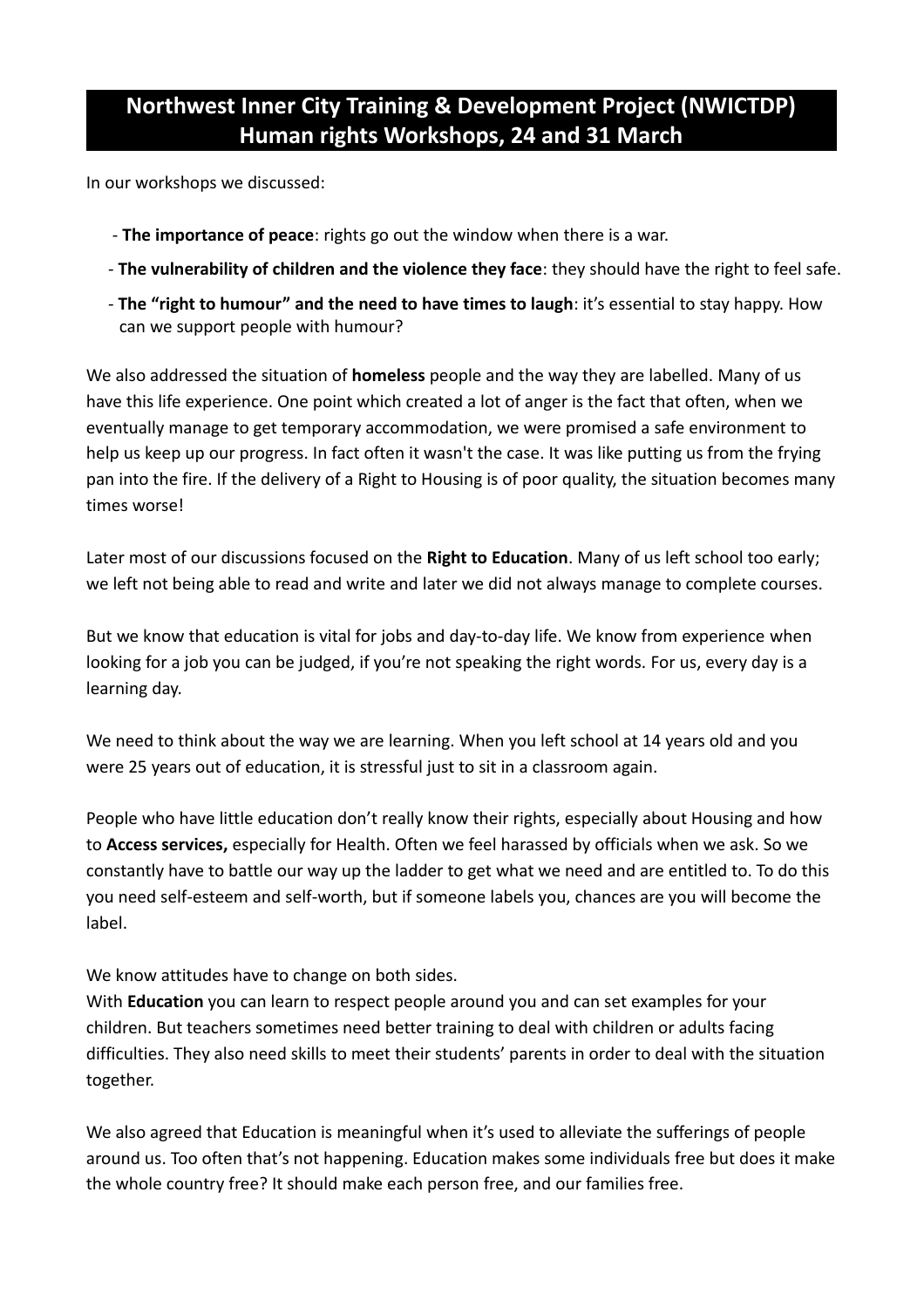## Northwest Inner City Training & Development Project (NWICTDP) Human rights Workshops, 24 and 31 March

In our workshops we discussed:

- **The importance of peace**: rights go out the window when there is a war.
- **The vulnerability of children and the violence they face**: they should have the right to feel safe.
- **The "right to humour" and the need to have times to laugh**: it's essential to stay happy. How can we support people with humour?

We also addressed the situation of **homeless** people and the way they are labelled. Many of us have this life experience. One point which created a lot of anger is the fact that often, when we eventually manage to get temporary accommodation, we were promised a safe environment to help us keep up our progress. In fact often it wasn't the case. It was like putting us from the frying pan into the fire. If the delivery of a Right to Housing is of poor quality, the situation becomes many times worse!

Later most of our discussions focused on the **Right to Education**. Many of us left school too early; we left not being able to read and write and later we did not always manage to complete courses.

But we know that education is vital for jobs and day-to-day life. We know from experience when looking for a job you can be judged, if you're not speaking the right words. For us, every day is a learning day.

We need to think about the way we are learning. When you left school at 14 years old and you were 25 years out of education, it is stressful just to sit in a classroom again.

People who have little education don't really know their rights, especially about Housing and how to **Access services,** especially for Health. Often we feel harassed by officials when we ask. So we constantly have to battle our way up the ladder to get what we need and are entitled to. To do this you need self-esteem and self-worth, but if someone labels you, chances are you will become the label.

We know attitudes have to change on both sides.
With **Education** you can learn to respect people around you and can set examples for your children. But teachers sometimes need better training to deal with children or adults facing difficulties. They also need skills to meet their students' parents in order to deal with the situation together.

We also agreed that Education is meaningful when it's used to alleviate the sufferings of people around us. Too often that's not happening. Education makes some individuals free but does it make the whole country free? It should make each person free, and our families free.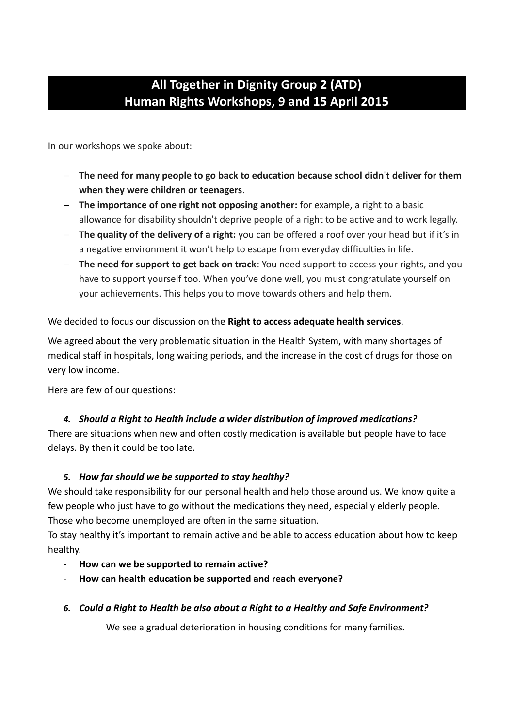# All Together in Dignity Group 2 (ATD)
# Human Rights Workshops, 9 and 15 April 2015

In our workshops we spoke about:

- **The need for many people to go back to education because school didn't deliver for them when they were children or teenagers**.
- **The importance of one right not opposing another:** for example, a right to a basic allowance for disability shouldn't deprive people of a right to be active and to work legally.
- **The quality of the delivery of a right:** you can be offered a roof over your head but if it's in a negative environment it won't help to escape from everyday difficulties in life.
- **The need for support to get back on track**: You need support to access your rights, and you have to support yourself too. When you've done well, you must congratulate yourself on your achievements. This helps you to move towards others and help them.

We decided to focus our discussion on the **Right to access adequate health services**.

We agreed about the very problematic situation in the Health System, with many shortages of medical staff in hospitals, long waiting periods, and the increase in the cost of drugs for those on very low income.

Here are few of our questions:

4. ***Should a Right to Health include a wider distribution of improved medications?***

There are situations when new and often costly medication is available but people have to face delays. By then it could be too late.

5. ***How far should we be supported to stay healthy?***

We should take responsibility for our personal health and help those around us. We know quite a few people who just have to go without the medications they need, especially elderly people. Those who become unemployed are often in the same situation.

To stay healthy it's important to remain active and be able to access education about how to keep healthy.

- **How can we be supported to remain active?**
- **How can health education be supported and reach everyone?**

6. ***Could a Right to Health be also about a Right to a Healthy and Safe Environment?***

We see a gradual deterioration in housing conditions for many families.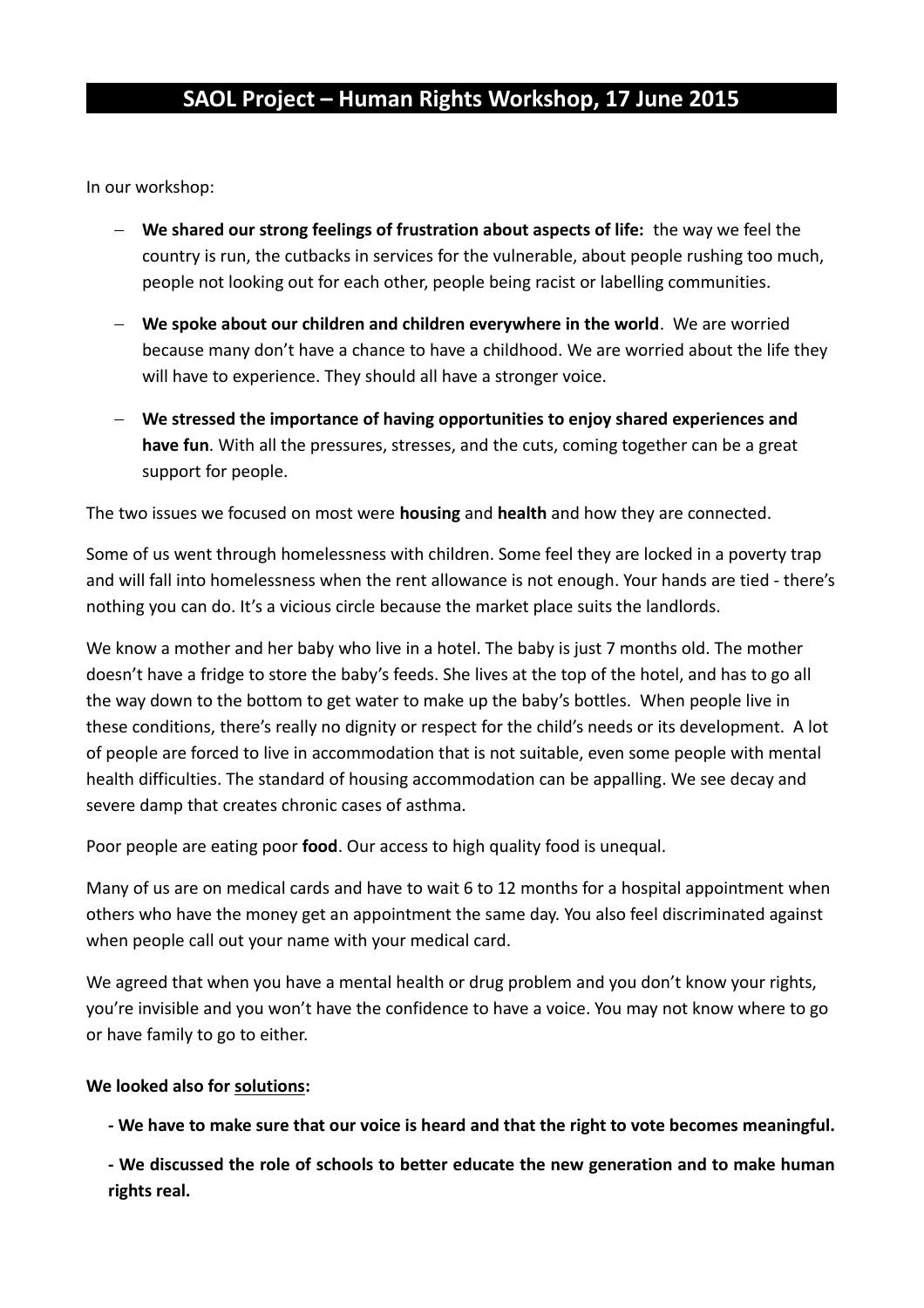# SAOL Project – Human Rights Workshop, 17 June 2015

In our workshop:

- **We shared our strong feelings of frustration about aspects of life:** the way we feel the country is run, the cutbacks in services for the vulnerable, about people rushing too much, people not looking out for each other, people being racist or labelling communities.
- **We spoke about our children and children everywhere in the world**. We are worried because many don't have a chance to have a childhood. We are worried about the life they will have to experience. They should all have a stronger voice.
- **We stressed the importance of having opportunities to enjoy shared experiences and have fun**. With all the pressures, stresses, and the cuts, coming together can be a great support for people.

The two issues we focused on most were **housing** and **health** and how they are connected.

Some of us went through homelessness with children. Some feel they are locked in a poverty trap and will fall into homelessness when the rent allowance is not enough. Your hands are tied - there's nothing you can do. It's a vicious circle because the market place suits the landlords.

We know a mother and her baby who live in a hotel. The baby is just 7 months old. The mother doesn't have a fridge to store the baby's feeds. She lives at the top of the hotel, and has to go all the way down to the bottom to get water to make up the baby's bottles. When people live in these conditions, there's really no dignity or respect for the child's needs or its development. A lot of people are forced to live in accommodation that is not suitable, even some people with mental health difficulties. The standard of housing accommodation can be appalling. We see decay and severe damp that creates chronic cases of asthma.

Poor people are eating poor **food**. Our access to high quality food is unequal.

Many of us are on medical cards and have to wait 6 to 12 months for a hospital appointment when others who have the money get an appointment the same day. You also feel discriminated against when people call out your name with your medical card.

We agreed that when you have a mental health or drug problem and you don't know your rights, you're invisible and you won't have the confidence to have a voice. You may not know where to go or have family to go to either.

**We looked also for <u>solutions</u>:**

**- We have to make sure that our voice is heard and that the right to vote becomes meaningful.**

**- We discussed the role of schools to better educate the new generation and to make human rights real.**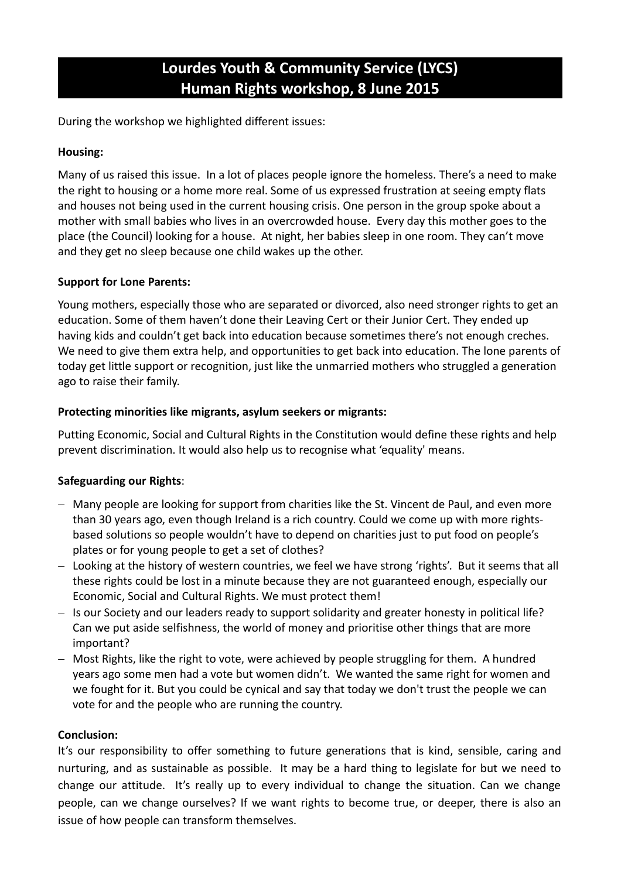# Lourdes Youth & Community Service (LYCS)
# Human Rights workshop, 8 June 2015

During the workshop we highlighted different issues:

**Housing:**

Many of us raised this issue. In a lot of places people ignore the homeless. There's a need to make the right to housing or a home more real. Some of us expressed frustration at seeing empty flats and houses not being used in the current housing crisis. One person in the group spoke about a mother with small babies who lives in an overcrowded house. Every day this mother goes to the place (the Council) looking for a house. At night, her babies sleep in one room. They can't move and they get no sleep because one child wakes up the other.

**Support for Lone Parents:**

Young mothers, especially those who are separated or divorced, also need stronger rights to get an education. Some of them haven't done their Leaving Cert or their Junior Cert. They ended up having kids and couldn't get back into education because sometimes there's not enough creches. We need to give them extra help, and opportunities to get back into education. The lone parents of today get little support or recognition, just like the unmarried mothers who struggled a generation ago to raise their family.

**Protecting minorities like migrants, asylum seekers or migrants:**

Putting Economic, Social and Cultural Rights in the Constitution would define these rights and help prevent discrimination. It would also help us to recognise what 'equality' means.

**Safeguarding our Rights**:

- Many people are looking for support from charities like the St. Vincent de Paul, and even more than 30 years ago, even though Ireland is a rich country. Could we come up with more rights-based solutions so people wouldn't have to depend on charities just to put food on people's plates or for young people to get a set of clothes?
- Looking at the history of western countries, we feel we have strong 'rights'. But it seems that all these rights could be lost in a minute because they are not guaranteed enough, especially our Economic, Social and Cultural Rights. We must protect them!
- Is our Society and our leaders ready to support solidarity and greater honesty in political life? Can we put aside selfishness, the world of money and prioritise other things that are more important?
- Most Rights, like the right to vote, were achieved by people struggling for them. A hundred years ago some men had a vote but women didn't. We wanted the same right for women and we fought for it. But you could be cynical and say that today we don't trust the people we can vote for and the people who are running the country.

**Conclusion:**

It's our responsibility to offer something to future generations that is kind, sensible, caring and nurturing, and as sustainable as possible. It may be a hard thing to legislate for but we need to change our attitude. It's really up to every individual to change the situation. Can we change people, can we change ourselves? If we want rights to become true, or deeper, there is also an issue of how people can transform themselves.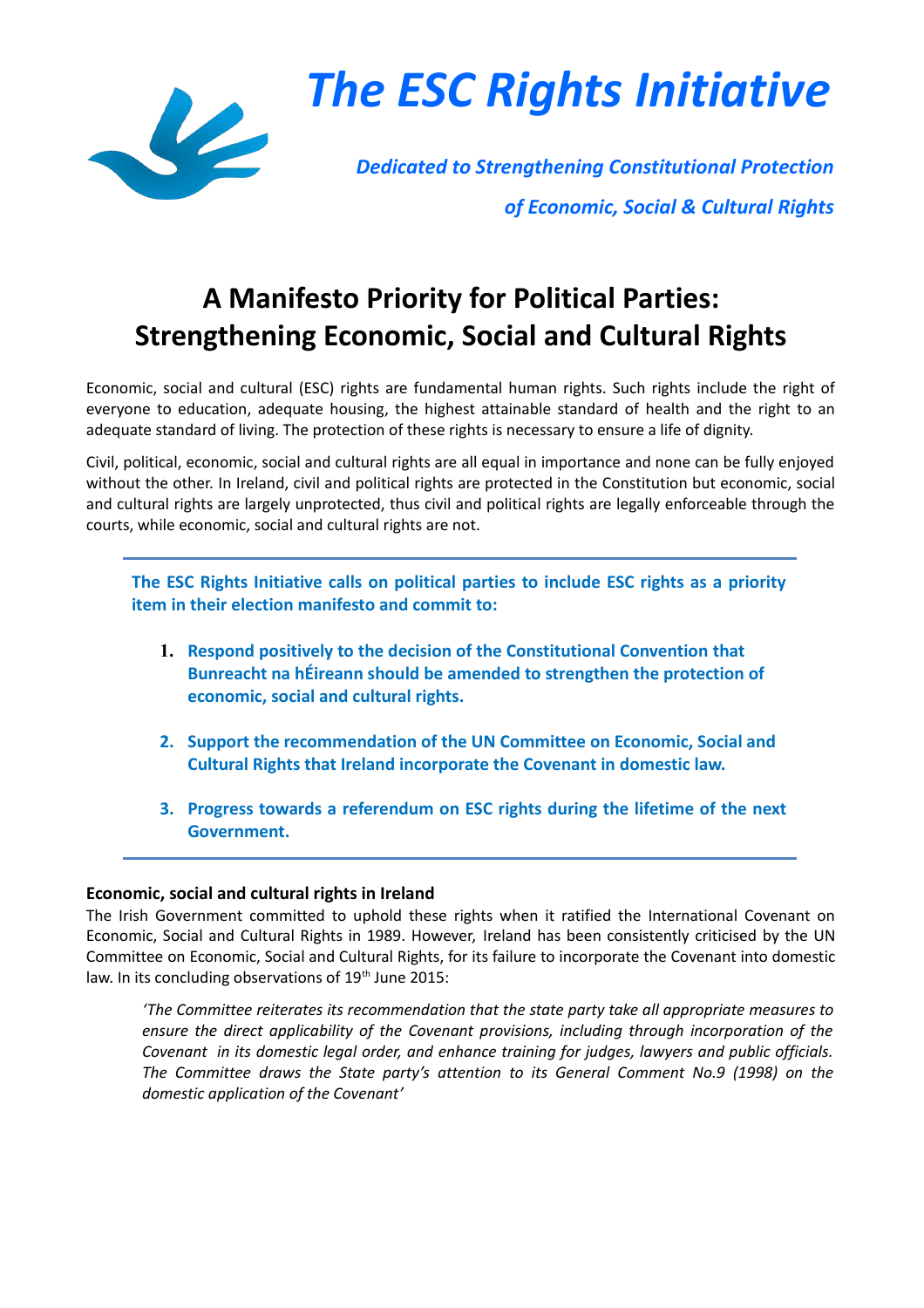# The ESC Rights Initiative

*Dedicated to Strengthening Constitutional Protection of Economic, Social & Cultural Rights*

## A Manifesto Priority for Political Parties: Strengthening Economic, Social and Cultural Rights

Economic, social and cultural (ESC) rights are fundamental human rights. Such rights include the right of everyone to education, adequate housing, the highest attainable standard of health and the right to an adequate standard of living. The protection of these rights is necessary to ensure a life of dignity.

Civil, political, economic, social and cultural rights are all equal in importance and none can be fully enjoyed without the other. In Ireland, civil and political rights are protected in the Constitution but economic, social and cultural rights are largely unprotected, thus civil and political rights are legally enforceable through the courts, while economic, social and cultural rights are not.

**The ESC Rights Initiative calls on political parties to include ESC rights as a priority item in their election manifesto and commit to:**

1. **Respond positively to the decision of the Constitutional Convention that Bunreacht na hÉireann should be amended to strengthen the protection of economic, social and cultural rights.**
2. **Support the recommendation of the UN Committee on Economic, Social and Cultural Rights that Ireland incorporate the Covenant in domestic law.**
3. **Progress towards a referendum on ESC rights during the lifetime of the next Government.**

### Economic, social and cultural rights in Ireland

The Irish Government committed to uphold these rights when it ratified the International Covenant on Economic, Social and Cultural Rights in 1989. However, Ireland has been consistently criticised by the UN Committee on Economic, Social and Cultural Rights, for its failure to incorporate the Covenant into domestic law. In its concluding observations of 19th June 2015:

> *'The Committee reiterates its recommendation that the state party take all appropriate measures to ensure the direct applicability of the Covenant provisions, including through incorporation of the Covenant in its domestic legal order, and enhance training for judges, lawyers and public officials. The Committee draws the State party's attention to its General Comment No.9 (1998) on the domestic application of the Covenant'*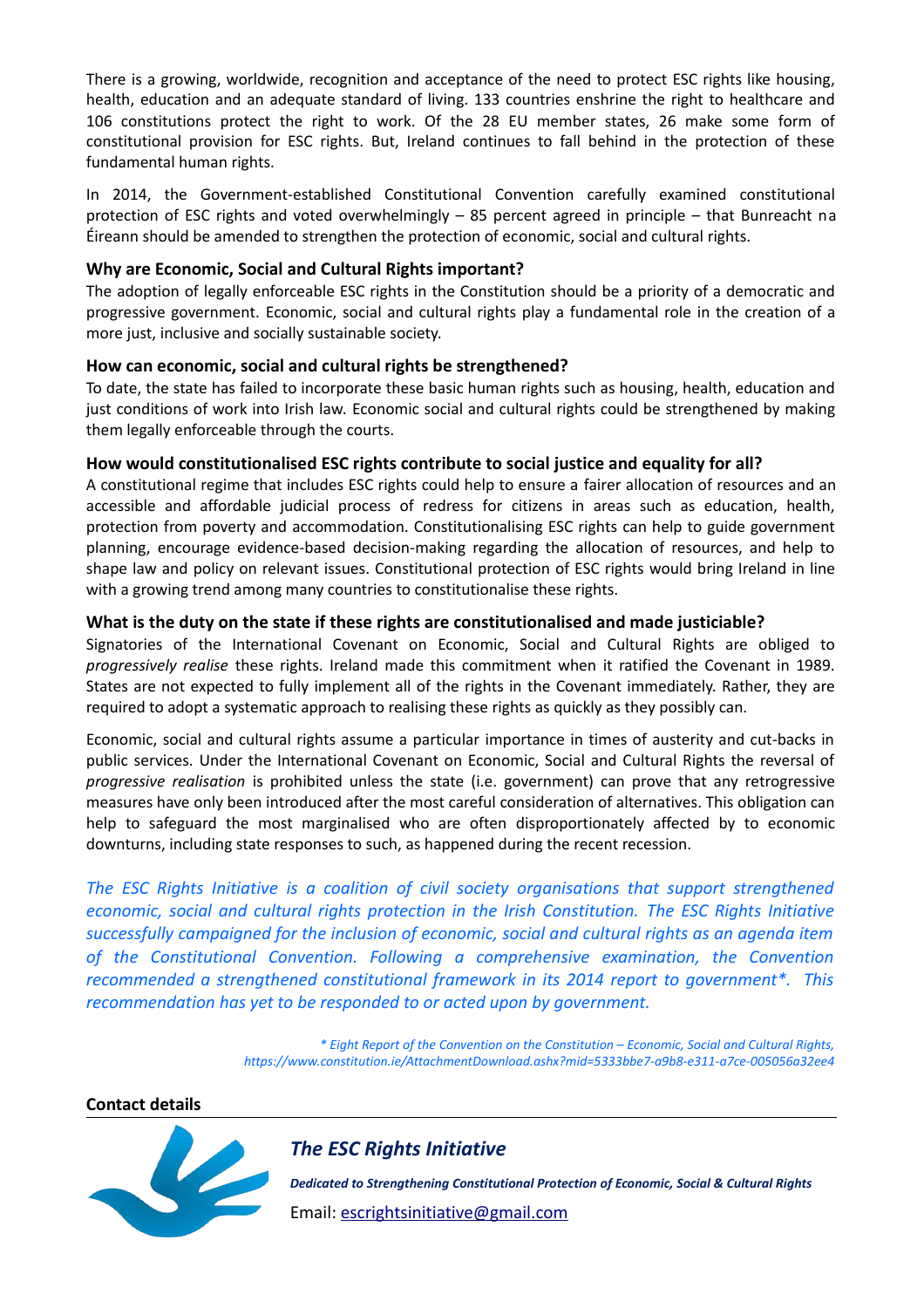There is a growing, worldwide, recognition and acceptance of the need to protect ESC rights like housing, health, education and an adequate standard of living. 133 countries enshrine the right to healthcare and 106 constitutions protect the right to work. Of the 28 EU member states, 26 make some form of constitutional provision for ESC rights. But, Ireland continues to fall behind in the protection of these fundamental human rights.

In 2014, the Government-established Constitutional Convention carefully examined constitutional protection of ESC rights and voted overwhelmingly – 85 percent agreed in principle – that Bunreacht na Éireann should be amended to strengthen the protection of economic, social and cultural rights.

**Why are Economic, Social and Cultural Rights important?**

The adoption of legally enforceable ESC rights in the Constitution should be a priority of a democratic and progressive government. Economic, social and cultural rights play a fundamental role in the creation of a more just, inclusive and socially sustainable society.

**How can economic, social and cultural rights be strengthened?**

To date, the state has failed to incorporate these basic human rights such as housing, health, education and just conditions of work into Irish law. Economic social and cultural rights could be strengthened by making them legally enforceable through the courts.

**How would constitutionalised ESC rights contribute to social justice and equality for all?**

A constitutional regime that includes ESC rights could help to ensure a fairer allocation of resources and an accessible and affordable judicial process of redress for citizens in areas such as education, health, protection from poverty and accommodation. Constitutionalising ESC rights can help to guide government planning, encourage evidence-based decision-making regarding the allocation of resources, and help to shape law and policy on relevant issues. Constitutional protection of ESC rights would bring Ireland in line with a growing trend among many countries to constitutionalise these rights.

**What is the duty on the state if these rights are constitutionalised and made justiciable?**

Signatories of the International Covenant on Economic, Social and Cultural Rights are obliged to *progressively realise* these rights. Ireland made this commitment when it ratified the Covenant in 1989. States are not expected to fully implement all of the rights in the Covenant immediately. Rather, they are required to adopt a systematic approach to realising these rights as quickly as they possibly can.

Economic, social and cultural rights assume a particular importance in times of austerity and cut-backs in public services. Under the International Covenant on Economic, Social and Cultural Rights the reversal of *progressive realisation* is prohibited unless the state (i.e. government) can prove that any retrogressive measures have only been introduced after the most careful consideration of alternatives. This obligation can help to safeguard the most marginalised who are often disproportionately affected by to economic downturns, including state responses to such, as happened during the recent recession.

*The ESC Rights Initiative is a coalition of civil society organisations that support strengthened economic, social and cultural rights protection in the Irish Constitution. The ESC Rights Initiative successfully campaigned for the inclusion of economic, social and cultural rights as an agenda item of the Constitutional Convention. Following a comprehensive examination, the Convention recommended a strengthened constitutional framework in its 2014 report to government*. This recommendation has yet to be responded to or acted upon by government.*

*\* Eight Report of the Convention on the Constitution – Economic, Social and Cultural Rights, https://www.constitution.ie/AttachmentDownload.ashx?mid=5333bbe7-a9b8-e311-a7ce-005056a32ee4*

**Contact details**

***The ESC Rights Initiative***

***Dedicated to Strengthening Constitutional Protection of Economic, Social & Cultural Rights***

Email: escrightsinitiative@gmail.com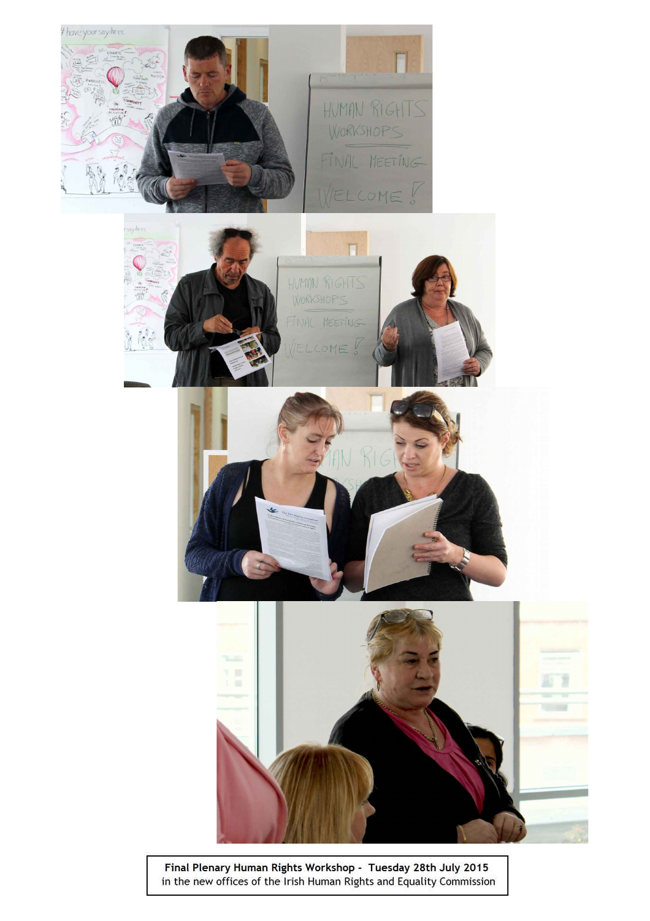**Final Plenary Human Rights Workshop - Tuesday 28th July 2015**
in the new offices of the Irish Human Rights and Equality Commission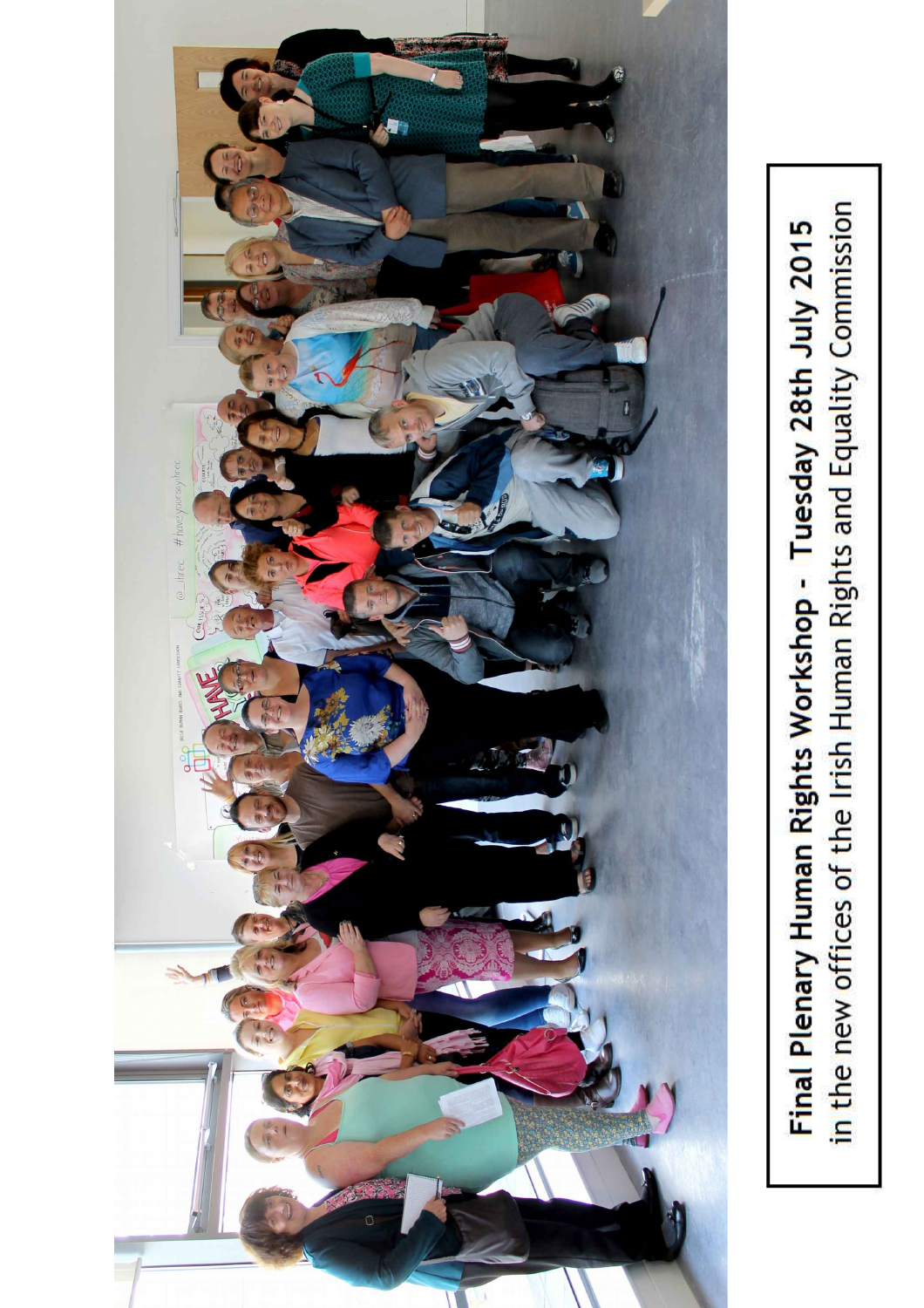**Final Plenary Human Rights Workshop - Tuesday 28th July 2015**
in the new offices of the Irish Human Rights and Equality Commission